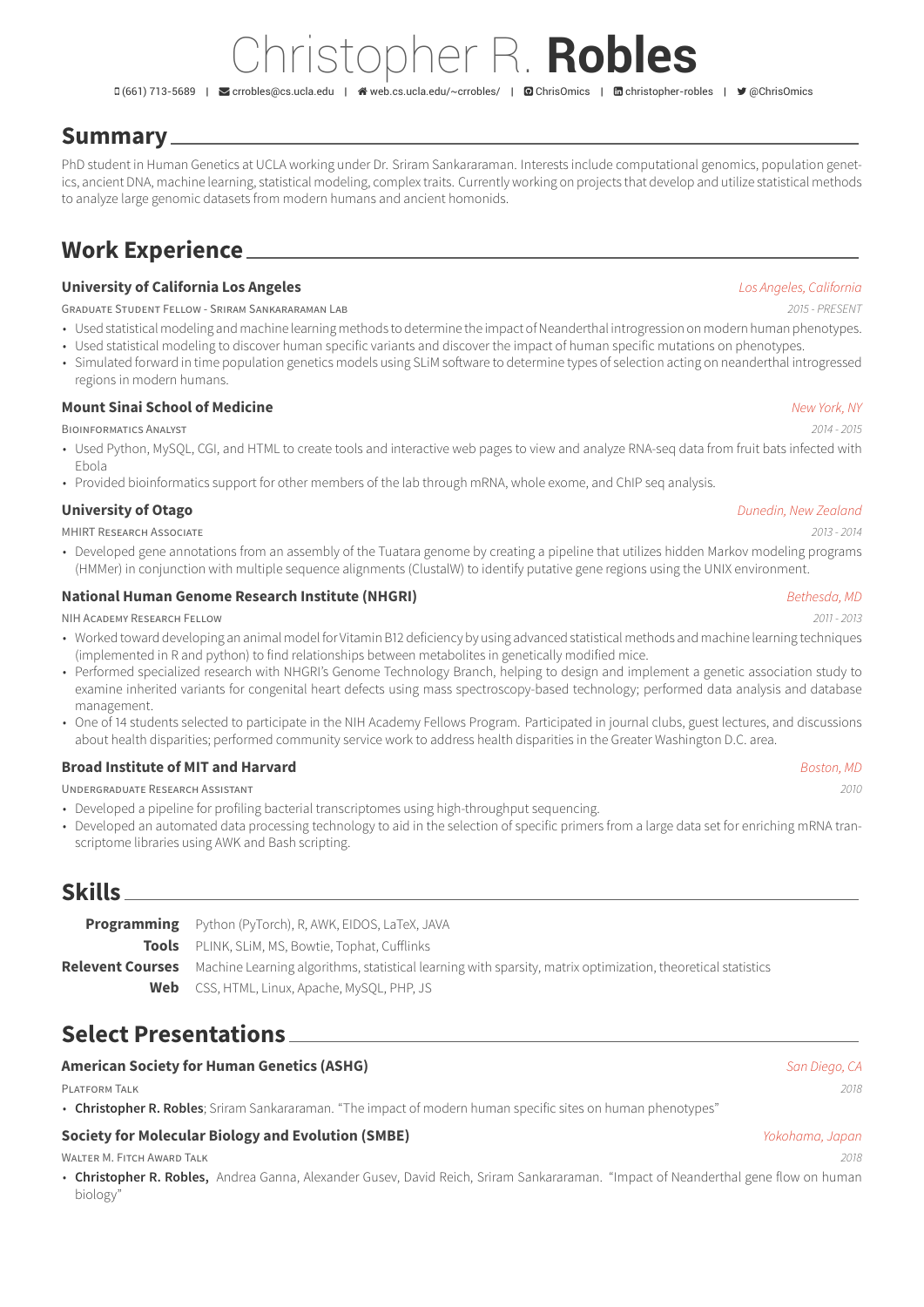# Christopher R. **Robles**

(661) 713-5689 | crrobles@cs.ucla.edu | web.cs.ucla.edu/~crrobles/ | ChrisOmics | christopher-robles | @ChrisOmics

## Summary

PhD student in Human Genetics at UCLA working under Dr. Sriram Sankararaman. Interests include computational genomics, population genetics, ancient DNA, machine learning, statistical modeling, complex traits. Currently working on projects that develop and utilize statistical methods to analyze large genomic datasets from modern humans and ancient homonids.

## Work Experience

### University of California Los Angeles
*Los Angeles, California*

Graduate Student Fellow - Sriram Sankararaman Lab — *2015 - PRESENT*

- Used statistical modeling and machine learning methods to determine the impact of Neanderthal introgression on modern human phenotypes.
- Used statistical modeling to discover human specific variants and discover the impact of human specific mutations on phenotypes.
- Simulated forward in time population genetics models using SLiM software to determine types of selection acting on neanderthal introgressed regions in modern humans.

### Mount Sinai School of Medicine
*New York, NY*

Bioinformatics Analyst — *2014 - 2015*

- Used Python, MySQL, CGI, and HTML to create tools and interactive web pages to view and analyze RNA-seq data from fruit bats infected with Ebola
- Provided bioinformatics support for other members of the lab through mRNA, whole exome, and ChIP seq analysis.

### University of Otago
*Dunedin, New Zealand*

MHIRT Research Associate — *2013 - 2014*

- Developed gene annotations from an assembly of the Tuatara genome by creating a pipeline that utilizes hidden Markov modeling programs (HMMer) in conjunction with multiple sequence alignments (ClustalW) to identify putative gene regions using the UNIX environment.

### National Human Genome Research Institute (NHGRI)
*Bethesda, MD*

NIH Academy Research Fellow — *2011 - 2013*

- Worked toward developing an animal model for Vitamin B12 deficiency by using advanced statistical methods and machine learning techniques (implemented in R and python) to find relationships between metabolites in genetically modified mice.
- Performed specialized research with NHGRI's Genome Technology Branch, helping to design and implement a genetic association study to examine inherited variants for congenital heart defects using mass spectroscopy-based technology; performed data analysis and database management.
- One of 14 students selected to participate in the NIH Academy Fellows Program. Participated in journal clubs, guest lectures, and discussions about health disparities; performed community service work to address health disparities in the Greater Washington D.C. area.

### Broad Institute of MIT and Harvard
*Boston, MD*

Undergraduate Research Assistant — *2010*

- Developed a pipeline for profiling bacterial transcriptomes using high-throughput sequencing.
- Developed an automated data processing technology to aid in the selection of specific primers from a large data set for enriching mRNA transcriptome libraries using AWK and Bash scripting.

## Skills

**Programming** Python (PyTorch), R, AWK, EIDOS, LaTeX, JAVA

**Tools** PLINK, SLiM, MS, Bowtie, Tophat, Cufflinks

**Relevent Courses** Machine Learning algorithms, statistical learning with sparsity, matrix optimization, theoretical statistics

**Web** CSS, HTML, Linux, Apache, MySQL, PHP, JS

## Select Presentations

### American Society for Human Genetics (ASHG)
*San Diego, CA*

Platform Talk — *2018*

- **Christopher R. Robles**; Sriram Sankararaman. "The impact of modern human specific sites on human phenotypes"

### Society for Molecular Biology and Evolution (SMBE)
*Yokohama, Japan*

Walter M. Fitch Award Talk — *2018*

- **Christopher R. Robles,** Andrea Ganna, Alexander Gusev, David Reich, Sriram Sankararaman. "Impact of Neanderthal gene flow on human biology"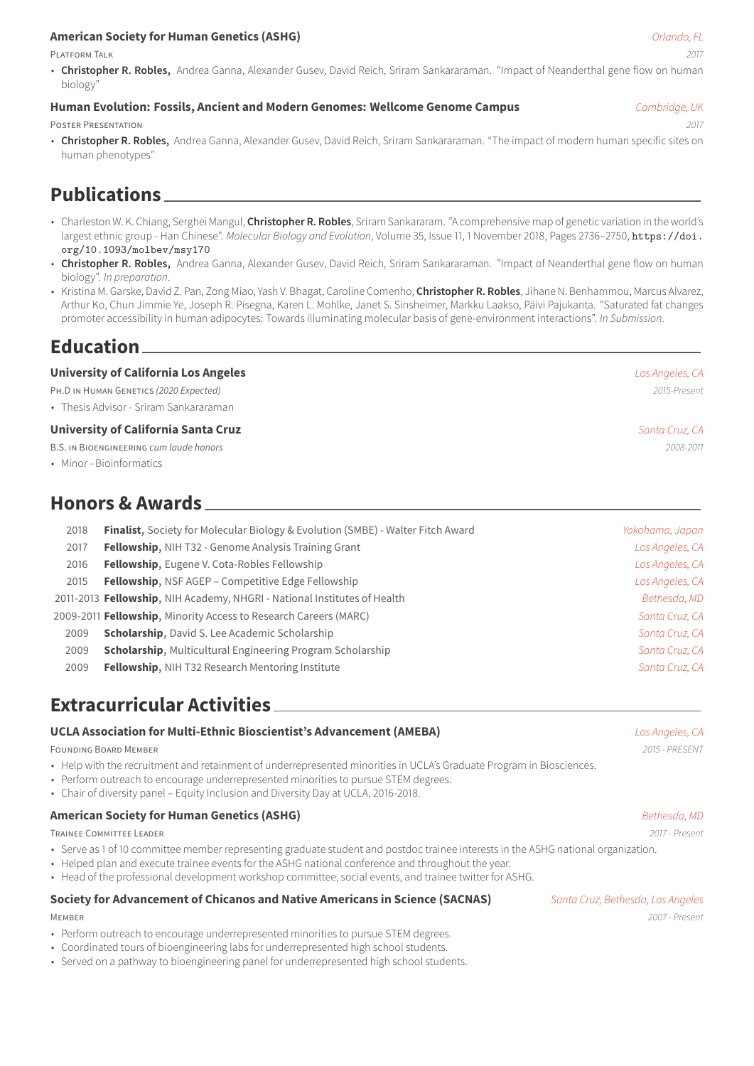**American Society for Human Genetics (ASHG)** *Orlando, FL*

PLATFORM TALK *2017*

- **Christopher R. Robles,** Andrea Ganna, Alexander Gusev, David Reich, Sriram Sankararaman. "Impact of Neanderthal gene flow on human biology"

**Human Evolution: Fossils, Ancient and Modern Genomes: Wellcome Genome Campus** *Cambridge, UK*

POSTER PRESENTATION *2017*

- **Christopher R. Robles,** Andrea Ganna, Alexander Gusev, David Reich, Sriram Sankararaman. "The impact of modern human specific sites on human phenotypes"

## Publications

- Charleston W. K. Chiang, Serghei Mangul, **Christopher R. Robles**, Sriram Sankararaman. "A comprehensive map of genetic variation in the world's largest ethnic group - Han Chinese". *Molecular Biology and Evolution*, Volume 35, Issue 11, 1 November 2018, Pages 2736–2750, `https://doi.org/10.1093/molbev/msy170`
- **Christopher R. Robles,** Andrea Ganna, Alexander Gusev, David Reich, Sriram Sankararaman. "Impact of Neanderthal gene flow on human biology". *In preparation*.
- Kristina M. Garske, David Z. Pan, Zong Miao, Yash V. Bhagat, Caroline Comenho, **Christopher R. Robles**, Jihane N. Benhammou, Marcus Alvarez, Arthur Ko, Chun Jimmie Ye, Joseph R. Pisegna, Karen L. Mohlke, Janet S. Sinsheimer, Markku Laakso, Päivi Pajukanta. "Saturated fat changes promoter accessibility in human adipocytes: Towards illuminating molecular basis of gene-environment interactions". *In Submission*.

## Education

**University of California Los Angeles** *Los Angeles, CA*

PH.D IN HUMAN GENETICS *(2020 Expected)* *2015-Present*

- Thesis Advisor - Sriram Sankararaman

**University of California Santa Cruz** *Santa Cruz, CA*

B.S. IN BIOENGINEERING *cum laude honors* *2008-2011*

- Minor - Bioinformatics

## Honors & Awards

| | | |
|---|---|---|
| 2018 | **Finalist**, Society for Molecular Biology & Evolution (SMBE) - Walter Fitch Award | *Yokohama, Japan* |
| 2017 | **Fellowship**, NIH T32 - Genome Analysis Training Grant | *Los Angeles, CA* |
| 2016 | **Fellowship**, Eugene V. Cota-Robles Fellowship | *Los Angeles, CA* |
| 2015 | **Fellowship**, NSF AGEP – Competitive Edge Fellowship | *Los Angeles, CA* |
| 2011-2013 | **Fellowship**, NIH Academy, NHGRI - National Institutes of Health | *Bethesda, MD* |
| 2009-2011 | **Fellowship**, Minority Access to Research Careers (MARC) | *Santa Cruz, CA* |
| 2009 | **Scholarship**, David S. Lee Academic Scholarship | *Santa Cruz, CA* |
| 2009 | **Scholarship**, Multicultural Engineering Program Scholarship | *Santa Cruz, CA* |
| 2009 | **Fellowship**, NIH T32 Research Mentoring Institute | *Santa Cruz, CA* |

## Extracurricular Activities

**UCLA Association for Multi-Ethnic Bioscientist's Advancement (AMEBA)** *Los Angeles, CA*

FOUNDING BOARD MEMBER *2015 - PRESENT*

- Help with the recruitment and retainment of underrepresented minorities in UCLA's Graduate Program in Biosciences.
- Perform outreach to encourage underrepresented minorities to pursue STEM degrees.
- Chair of diversity panel – Equity Inclusion and Diversity Day at UCLA, 2016-2018.

**American Society for Human Genetics (ASHG)** *Bethesda, MD*

TRAINEE COMMITTEE LEADER *2017 - Present*

- Serve as 1 of 10 committee member representing graduate student and postdoc trainee interests in the ASHG national organization.
- Helped plan and execute trainee events for the ASHG national conference and throughout the year.
- Head of the professional development workshop committee, social events, and trainee twitter for ASHG.

**Society for Advancement of Chicanos and Native Americans in Science (SACNAS)** *Santa Cruz, Bethesda, Los Angeles*

MEMBER *2007 - Present*

- Perform outreach to encourage underrepresented minorities to pursue STEM degrees.
- Coordinated tours of bioengineering labs for underrepresented high school students.
- Served on a pathway to bioengineering panel for underrepresented high school students.